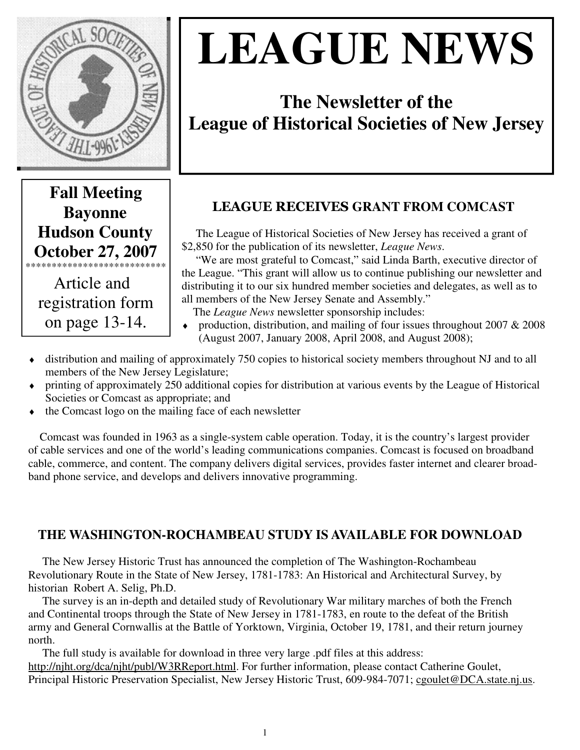# LEAGUE NEWS

## The Newsletter of the League of Historical Societies of New Jersey

**Fall Meeting**
**Bayonne**
**Hudson County**
**October 27, 2007**

***************************

Article and registration form on page 13-14.

### LEAGUE RECEIVES GRANT FROM COMCAST

The League of Historical Societies of New Jersey has received a grant of $2,850 for the publication of its newsletter, *League News*.

"We are most grateful to Comcast," said Linda Barth, executive director of the League. "This grant will allow us to continue publishing our newsletter and distributing it to our six hundred member societies and delegates, as well as to all members of the New Jersey Senate and Assembly."

The *League News* newsletter sponsorship includes:

- production, distribution, and mailing of four issues throughout 2007 & 2008 (August 2007, January 2008, April 2008, and August 2008);
- distribution and mailing of approximately 750 copies to historical society members throughout NJ and to all members of the New Jersey Legislature;
- printing of approximately 250 additional copies for distribution at various events by the League of Historical Societies or Comcast as appropriate; and
- the Comcast logo on the mailing face of each newsletter

Comcast was founded in 1963 as a single-system cable operation. Today, it is the country's largest provider of cable services and one of the world's leading communications companies. Comcast is focused on broadband cable, commerce, and content. The company delivers digital services, provides faster internet and clearer broadband phone service, and develops and delivers innovative programming.

### THE WASHINGTON-ROCHAMBEAU STUDY IS AVAILABLE FOR DOWNLOAD

The New Jersey Historic Trust has announced the completion of The Washington-Rochambeau Revolutionary Route in the State of New Jersey, 1781-1783: An Historical and Architectural Survey, by historian Robert A. Selig, Ph.D.

The survey is an in-depth and detailed study of Revolutionary War military marches of both the French and Continental troops through the State of New Jersey in 1781-1783, en route to the defeat of the British army and General Cornwallis at the Battle of Yorktown, Virginia, October 19, 1781, and their return journey north.

The full study is available for download in three very large .pdf files at this address: http://njht.org/dca/njht/publ/W3RReport.html. For further information, please contact Catherine Goulet, Principal Historic Preservation Specialist, New Jersey Historic Trust, 609-984-7071; cgoulet@DCA.state.nj.us.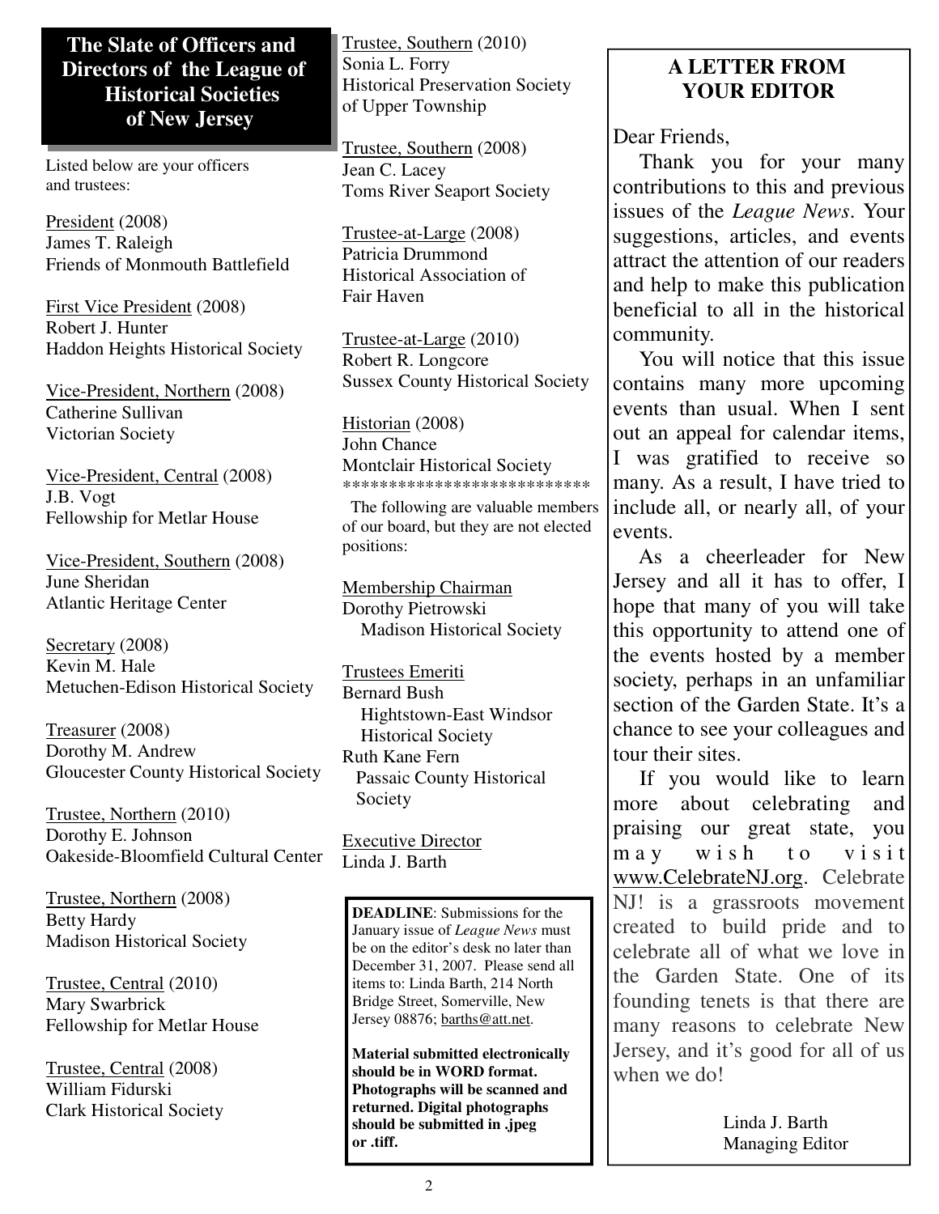## The Slate of Officers and Directors of the League of Historical Societies of New Jersey

Listed below are your officers and trustees:

President (2008)
James T. Raleigh
Friends of Monmouth Battlefield

First Vice President (2008)
Robert J. Hunter
Haddon Heights Historical Society

Vice-President, Northern (2008)
Catherine Sullivan
Victorian Society

Vice-President, Central (2008)
J.B. Vogt
Fellowship for Metlar House

Vice-President, Southern (2008)
June Sheridan
Atlantic Heritage Center

Secretary (2008)
Kevin M. Hale
Metuchen-Edison Historical Society

Treasurer (2008)
Dorothy M. Andrew
Gloucester County Historical Society

Trustee, Northern (2010)
Dorothy E. Johnson
Oakeside-Bloomfield Cultural Center

Trustee, Northern (2008)
Betty Hardy
Madison Historical Society

Trustee, Central (2010)
Mary Swarbrick
Fellowship for Metlar House

Trustee, Central (2008)
William Fidurski
Clark Historical Society

Trustee, Southern (2010)
Sonia L. Forry
Historical Preservation Society of Upper Township

Trustee, Southern (2008)
Jean C. Lacey
Toms River Seaport Society

Trustee-at-Large (2008)
Patricia Drummond
Historical Association of Fair Haven

Trustee-at-Large (2010)
Robert R. Longcore
Sussex County Historical Society

Historian (2008)
John Chance
Montclair Historical Society

***************************

The following are valuable members of our board, but they are not elected positions:

Membership Chairman
Dorothy Pietrowski
Madison Historical Society

Trustees Emeriti
Bernard Bush
Hightstown-East Windsor Historical Society
Ruth Kane Fern
Passaic County Historical Society

Executive Director
Linda J. Barth

**DEADLINE**: Submissions for the January issue of *League News* must be on the editor's desk no later than December 31, 2007. Please send all items to: Linda Barth, 214 North Bridge Street, Somerville, New Jersey 08876; barths@att.net.

**Material submitted electronically should be in WORD format. Photographs will be scanned and returned. Digital photographs should be submitted in .jpeg or .tiff.**

## A LETTER FROM YOUR EDITOR

Dear Friends,

Thank you for your many contributions to this and previous issues of the *League News*. Your suggestions, articles, and events attract the attention of our readers and help to make this publication beneficial to all in the historical community.

You will notice that this issue contains many more upcoming events than usual. When I sent out an appeal for calendar items, I was gratified to receive so many. As a result, I have tried to include all, or nearly all, of your events.

As a cheerleader for New Jersey and all it has to offer, I hope that many of you will take this opportunity to attend one of the events hosted by a member society, perhaps in an unfamiliar section of the Garden State. It's a chance to see your colleagues and tour their sites.

If you would like to learn more about celebrating and praising our great state, you may wish to visit www.CelebrateNJ.org. Celebrate NJ! is a grassroots movement created to build pride and to celebrate all of what we love in the Garden State. One of its founding tenets is that there are many reasons to celebrate New Jersey, and it's good for all of us when we do!

Linda J. Barth
Managing Editor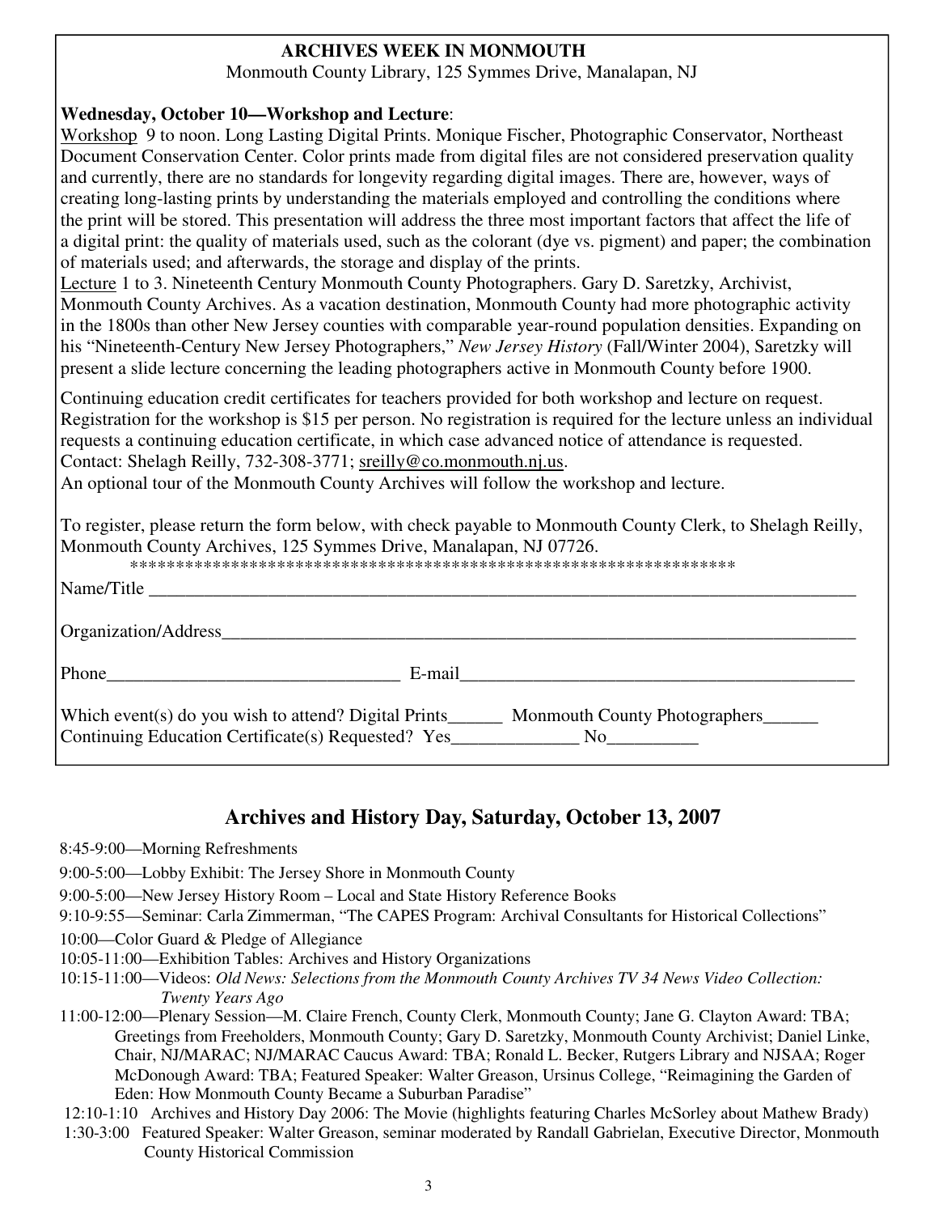**ARCHIVES WEEK IN MONMOUTH**

Monmouth County Library, 125 Symmes Drive, Manalapan, NJ

**Wednesday, October 10—Workshop and Lecture**:

Workshop 9 to noon. Long Lasting Digital Prints. Monique Fischer, Photographic Conservator, Northeast Document Conservation Center. Color prints made from digital files are not considered preservation quality and currently, there are no standards for longevity regarding digital images. There are, however, ways of creating long-lasting prints by understanding the materials employed and controlling the conditions where the print will be stored. This presentation will address the three most important factors that affect the life of a digital print: the quality of materials used, such as the colorant (dye vs. pigment) and paper; the combination of materials used; and afterwards, the storage and display of the prints.

Lecture 1 to 3. Nineteenth Century Monmouth County Photographers. Gary D. Saretzky, Archivist, Monmouth County Archives. As a vacation destination, Monmouth County had more photographic activity in the 1800s than other New Jersey counties with comparable year-round population densities. Expanding on his "Nineteenth-Century New Jersey Photographers," *New Jersey History* (Fall/Winter 2004), Saretzky will present a slide lecture concerning the leading photographers active in Monmouth County before 1900.

Continuing education credit certificates for teachers provided for both workshop and lecture on request. Registration for the workshop is $15 per person. No registration is required for the lecture unless an individual requests a continuing education certificate, in which case advanced notice of attendance is requested. Contact: Shelagh Reilly, 732-308-3771; sreilly@co.monmouth.nj.us.

An optional tour of the Monmouth County Archives will follow the workshop and lecture.

To register, please return the form below, with check payable to Monmouth County Clerk, to Shelagh Reilly, Monmouth County Archives, 125 Symmes Drive, Manalapan, NJ 07726.

*******************************************************************

Name/Title ______________________________________________________________________________

Organization/Address______________________________________________________________________

Phone________________________________ E-mail____________________________________________

Which event(s) do you wish to attend? Digital Prints______ Monmouth County Photographers______

Continuing Education Certificate(s) Requested? Yes______________ No__________

## Archives and History Day, Saturday, October 13, 2007

8:45-9:00—Morning Refreshments

9:00-5:00—Lobby Exhibit: The Jersey Shore in Monmouth County

9:00-5:00—New Jersey History Room – Local and State History Reference Books

9:10-9:55—Seminar: Carla Zimmerman, "The CAPES Program: Archival Consultants for Historical Collections"

10:00—Color Guard & Pledge of Allegiance

10:05-11:00—Exhibition Tables: Archives and History Organizations

10:15-11:00—Videos: *Old News: Selections from the Monmouth County Archives TV 34 News Video Collection: Twenty Years Ago*

11:00-12:00—Plenary Session—M. Claire French, County Clerk, Monmouth County; Jane G. Clayton Award: TBA; Greetings from Freeholders, Monmouth County; Gary D. Saretzky, Monmouth County Archivist; Daniel Linke, Chair, NJ/MARAC; NJ/MARAC Caucus Award: TBA; Ronald L. Becker, Rutgers Library and NJSAA; Roger McDonough Award: TBA; Featured Speaker: Walter Greason, Ursinus College, "Reimagining the Garden of Eden: How Monmouth County Became a Suburban Paradise"

12:10-1:10 Archives and History Day 2006: The Movie (highlights featuring Charles McSorley about Mathew Brady)

1:30-3:00 Featured Speaker: Walter Greason, seminar moderated by Randall Gabrielan, Executive Director, Monmouth County Historical Commission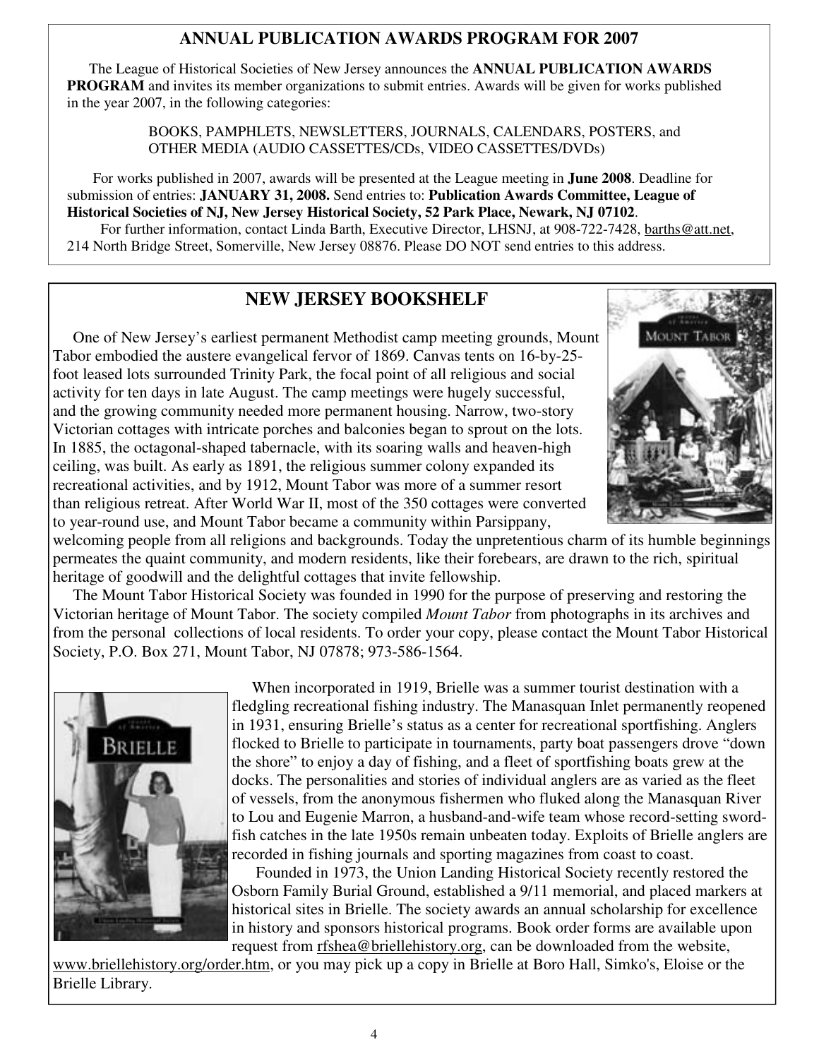## ANNUAL PUBLICATION AWARDS PROGRAM FOR 2007

The League of Historical Societies of New Jersey announces the **ANNUAL PUBLICATION AWARDS PROGRAM** and invites its member organizations to submit entries. Awards will be given for works published in the year 2007, in the following categories:

BOOKS, PAMPHLETS, NEWSLETTERS, JOURNALS, CALENDARS, POSTERS, and OTHER MEDIA (AUDIO CASSETTES/CDs, VIDEO CASSETTES/DVDs)

For works published in 2007, awards will be presented at the League meeting in **June 2008**. Deadline for submission of entries: **JANUARY 31, 2008.** Send entries to: **Publication Awards Committee, League of Historical Societies of NJ, New Jersey Historical Society, 52 Park Place, Newark, NJ 07102**.

For further information, contact Linda Barth, Executive Director, LHSNJ, at 908-722-7428, barths@att.net, 214 North Bridge Street, Somerville, New Jersey 08876. Please DO NOT send entries to this address.

## NEW JERSEY BOOKSHELF

One of New Jersey's earliest permanent Methodist camp meeting grounds, Mount Tabor embodied the austere evangelical fervor of 1869. Canvas tents on 16-by-25-foot leased lots surrounded Trinity Park, the focal point of all religious and social activity for ten days in late August. The camp meetings were hugely successful, and the growing community needed more permanent housing. Narrow, two-story Victorian cottages with intricate porches and balconies began to sprout on the lots. In 1885, the octagonal-shaped tabernacle, with its soaring walls and heaven-high ceiling, was built. As early as 1891, the religious summer colony expanded its recreational activities, and by 1912, Mount Tabor was more of a summer resort than religious retreat. After World War II, most of the 350 cottages were converted to year-round use, and Mount Tabor became a community within Parsippany, welcoming people from all religions and backgrounds. Today the unpretentious charm of its humble beginnings permeates the quaint community, and modern residents, like their forebears, are drawn to the rich, spiritual heritage of goodwill and the delightful cottages that invite fellowship.

The Mount Tabor Historical Society was founded in 1990 for the purpose of preserving and restoring the Victorian heritage of Mount Tabor. The society compiled *Mount Tabor* from photographs in its archives and from the personal collections of local residents. To order your copy, please contact the Mount Tabor Historical Society, P.O. Box 271, Mount Tabor, NJ 07878; 973-586-1564.

When incorporated in 1919, Brielle was a summer tourist destination with a fledgling recreational fishing industry. The Manasquan Inlet permanently reopened in 1931, ensuring Brielle's status as a center for recreational sportfishing. Anglers flocked to Brielle to participate in tournaments, party boat passengers drove "down the shore" to enjoy a day of fishing, and a fleet of sportfishing boats grew at the docks. The personalities and stories of individual anglers are as varied as the fleet of vessels, from the anonymous fishermen who fluked along the Manasquan River to Lou and Eugenie Marron, a husband-and-wife team whose record-setting swordfish catches in the late 1950s remain unbeaten today. Exploits of Brielle anglers are recorded in fishing journals and sporting magazines from coast to coast.

Founded in 1973, the Union Landing Historical Society recently restored the Osborn Family Burial Ground, established a 9/11 memorial, and placed markers at historical sites in Brielle. The society awards an annual scholarship for excellence in history and sponsors historical programs. Book order forms are available upon request from rfshea@briellehistory.org, can be downloaded from the website, www.briellehistory.org/order.htm, or you may pick up a copy in Brielle at Boro Hall, Simko's, Eloise or the Brielle Library.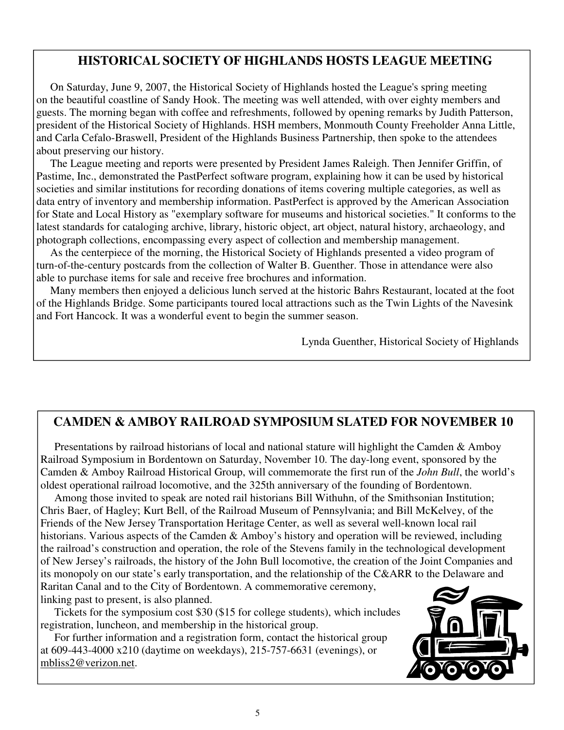## HISTORICAL SOCIETY OF HIGHLANDS HOSTS LEAGUE MEETING

On Saturday, June 9, 2007, the Historical Society of Highlands hosted the League's spring meeting on the beautiful coastline of Sandy Hook. The meeting was well attended, with over eighty members and guests. The morning began with coffee and refreshments, followed by opening remarks by Judith Patterson, president of the Historical Society of Highlands. HSH members, Monmouth County Freeholder Anna Little, and Carla Cefalo-Braswell, President of the Highlands Business Partnership, then spoke to the attendees about preserving our history.

The League meeting and reports were presented by President James Raleigh. Then Jennifer Griffin, of Pastime, Inc., demonstrated the PastPerfect software program, explaining how it can be used by historical societies and similar institutions for recording donations of items covering multiple categories, as well as data entry of inventory and membership information. PastPerfect is approved by the American Association for State and Local History as "exemplary software for museums and historical societies." It conforms to the latest standards for cataloging archive, library, historic object, art object, natural history, archaeology, and photograph collections, encompassing every aspect of collection and membership management.

As the centerpiece of the morning, the Historical Society of Highlands presented a video program of turn-of-the-century postcards from the collection of Walter B. Guenther. Those in attendance were also able to purchase items for sale and receive free brochures and information.

Many members then enjoyed a delicious lunch served at the historic Bahrs Restaurant, located at the foot of the Highlands Bridge. Some participants toured local attractions such as the Twin Lights of the Navesink and Fort Hancock. It was a wonderful event to begin the summer season.

Lynda Guenther, Historical Society of Highlands

## CAMDEN & AMBOY RAILROAD SYMPOSIUM SLATED FOR NOVEMBER 10

Presentations by railroad historians of local and national stature will highlight the Camden & Amboy Railroad Symposium in Bordentown on Saturday, November 10. The day-long event, sponsored by the Camden & Amboy Railroad Historical Group, will commemorate the first run of the *John Bull*, the world's oldest operational railroad locomotive, and the 325th anniversary of the founding of Bordentown.

Among those invited to speak are noted rail historians Bill Withuhn, of the Smithsonian Institution; Chris Baer, of Hagley; Kurt Bell, of the Railroad Museum of Pennsylvania; and Bill McKelvey, of the Friends of the New Jersey Transportation Heritage Center, as well as several well-known local rail historians. Various aspects of the Camden & Amboy's history and operation will be reviewed, including the railroad's construction and operation, the role of the Stevens family in the technological development of New Jersey's railroads, the history of the John Bull locomotive, the creation of the Joint Companies and its monopoly on our state's early transportation, and the relationship of the C&ARR to the Delaware and Raritan Canal and to the City of Bordentown. A commemorative ceremony, linking past to present, is also planned.

Tickets for the symposium cost $30 ($15 for college students), which includes registration, luncheon, and membership in the historical group.

For further information and a registration form, contact the historical group at 609-443-4000 x210 (daytime on weekdays), 215-757-6631 (evenings), or mbliss2@verizon.net.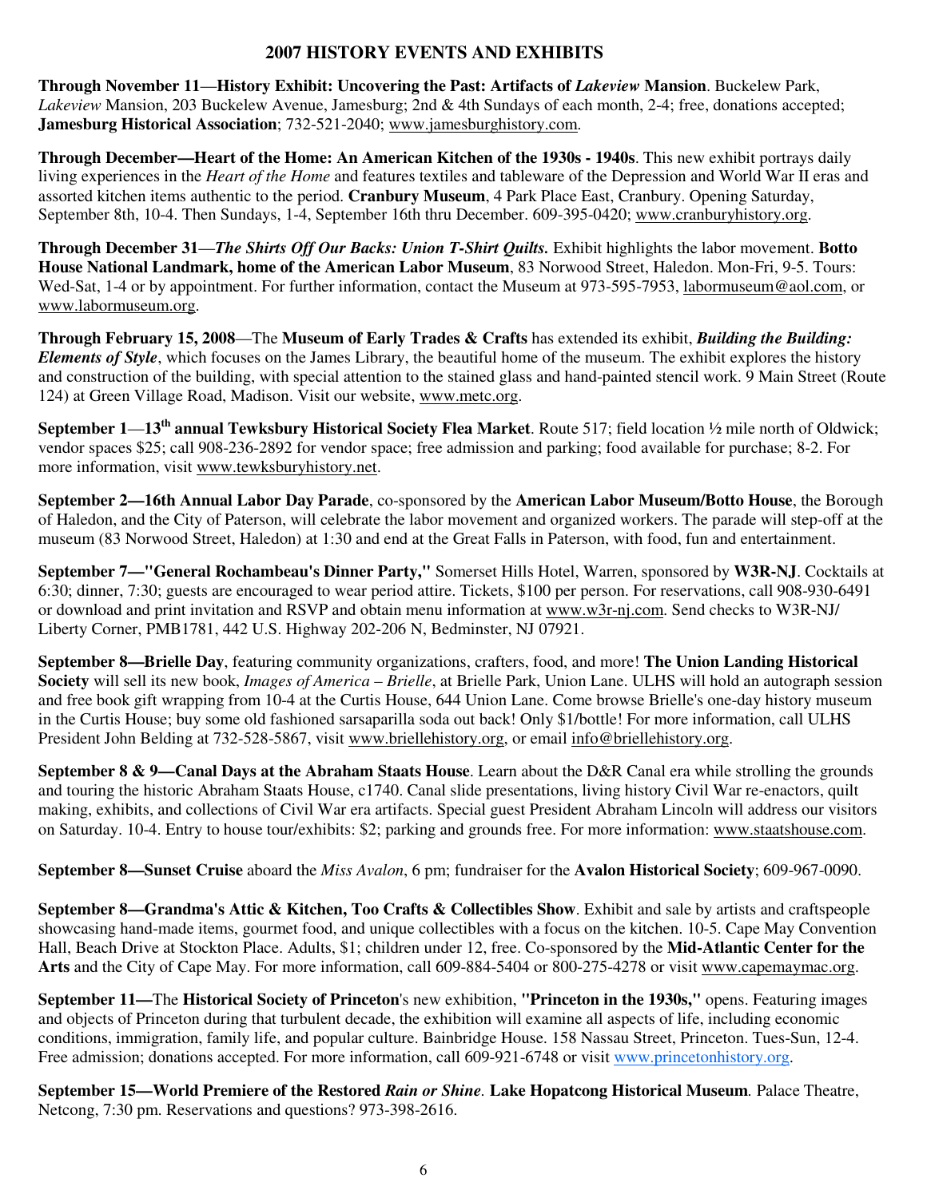## 2007 HISTORY EVENTS AND EXHIBITS

**Through November 11**—**History Exhibit: Uncovering the Past: Artifacts of *Lakeview* Mansion**. Buckelew Park, *Lakeview* Mansion, 203 Buckelew Avenue, Jamesburg; 2nd & 4th Sundays of each month, 2-4; free, donations accepted; **Jamesburg Historical Association**; 732-521-2040; www.jamesburghistory.com.

**Through December—Heart of the Home: An American Kitchen of the 1930s - 1940s**. This new exhibit portrays daily living experiences in the *Heart of the Home* and features textiles and tableware of the Depression and World War II eras and assorted kitchen items authentic to the period. **Cranbury Museum**, 4 Park Place East, Cranbury. Opening Saturday, September 8th, 10-4. Then Sundays, 1-4, September 16th thru December. 609-395-0420; www.cranburyhistory.org.

**Through December 31**—***The Shirts Off Our Backs: Union T-Shirt Quilts.*** Exhibit highlights the labor movement. **Botto House National Landmark, home of the American Labor Museum**, 83 Norwood Street, Haledon. Mon-Fri, 9-5. Tours: Wed-Sat, 1-4 or by appointment. For further information, contact the Museum at 973-595-7953, labormuseum@aol.com, or www.labormuseum.org.

**Through February 15, 2008**—The **Museum of Early Trades & Crafts** has extended its exhibit, ***Building the Building: Elements of Style***, which focuses on the James Library, the beautiful home of the museum. The exhibit explores the history and construction of the building, with special attention to the stained glass and hand-painted stencil work. 9 Main Street (Route 124) at Green Village Road, Madison. Visit our website, www.metc.org.

**September 1**—**13th annual Tewksbury Historical Society Flea Market**. Route 517; field location ½ mile north of Oldwick; vendor spaces $25; call 908-236-2892 for vendor space; free admission and parking; food available for purchase; 8-2. For more information, visit www.tewksburyhistory.net.

**September 2—16th Annual Labor Day Parade**, co-sponsored by the **American Labor Museum/Botto House**, the Borough of Haledon, and the City of Paterson, will celebrate the labor movement and organized workers. The parade will step-off at the museum (83 Norwood Street, Haledon) at 1:30 and end at the Great Falls in Paterson, with food, fun and entertainment.

**September 7—"General Rochambeau's Dinner Party,"** Somerset Hills Hotel, Warren, sponsored by **W3R-NJ**. Cocktails at 6:30; dinner, 7:30; guests are encouraged to wear period attire. Tickets, $100 per person. For reservations, call 908-930-6491 or download and print invitation and RSVP and obtain menu information at www.w3r-nj.com. Send checks to W3R-NJ/ Liberty Corner, PMB1781, 442 U.S. Highway 202-206 N, Bedminster, NJ 07921.

**September 8—Brielle Day**, featuring community organizations, crafters, food, and more! **The Union Landing Historical Society** will sell its new book, *Images of America – Brielle*, at Brielle Park, Union Lane. ULHS will hold an autograph session and free book gift wrapping from 10-4 at the Curtis House, 644 Union Lane. Come browse Brielle's one-day history museum in the Curtis House; buy some old fashioned sarsaparilla soda out back! Only $1/bottle! For more information, call ULHS President John Belding at 732-528-5867, visit www.briellehistory.org, or email info@briellehistory.org.

**September 8 & 9—Canal Days at the Abraham Staats House**. Learn about the D&R Canal era while strolling the grounds and touring the historic Abraham Staats House, c1740. Canal slide presentations, living history Civil War re-enactors, quilt making, exhibits, and collections of Civil War era artifacts. Special guest President Abraham Lincoln will address our visitors on Saturday. 10-4. Entry to house tour/exhibits: $2; parking and grounds free. For more information: www.staatshouse.com.

**September 8—Sunset Cruise** aboard the *Miss Avalon*, 6 pm; fundraiser for the **Avalon Historical Society**; 609-967-0090.

**September 8—Grandma's Attic & Kitchen, Too Crafts & Collectibles Show**. Exhibit and sale by artists and craftspeople showcasing hand-made items, gourmet food, and unique collectibles with a focus on the kitchen. 10-5. Cape May Convention Hall, Beach Drive at Stockton Place. Adults, $1; children under 12, free. Co-sponsored by the **Mid-Atlantic Center for the Arts** and the City of Cape May. For more information, call 609-884-5404 or 800-275-4278 or visit www.capemaymac.org.

**September 11—**The **Historical Society of Princeton**'s new exhibition, **"Princeton in the 1930s,"** opens. Featuring images and objects of Princeton during that turbulent decade, the exhibition will examine all aspects of life, including economic conditions, immigration, family life, and popular culture. Bainbridge House. 158 Nassau Street, Princeton. Tues-Sun, 12-4. Free admission; donations accepted. For more information, call 609-921-6748 or visit www.princetonhistory.org.

**September 15—World Premiere of the Restored *Rain or Shine*. Lake Hopatcong Historical Museum***.* Palace Theatre, Netcong, 7:30 pm. Reservations and questions? 973-398-2616.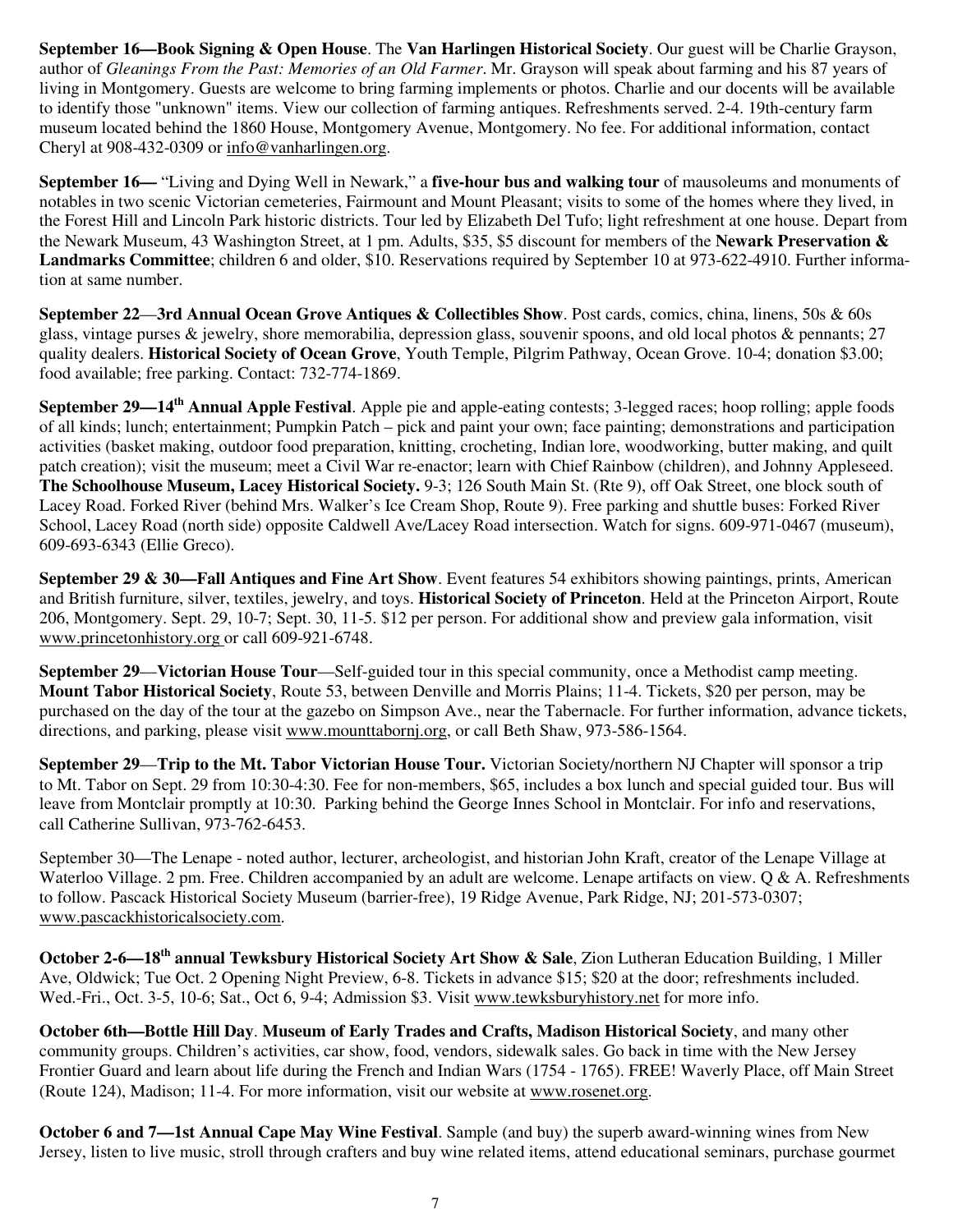**September 16—Book Signing & Open House**. The **Van Harlingen Historical Society**. Our guest will be Charlie Grayson, author of *Gleanings From the Past: Memories of an Old Farmer*. Mr. Grayson will speak about farming and his 87 years of living in Montgomery. Guests are welcome to bring farming implements or photos. Charlie and our docents will be available to identify those "unknown" items. View our collection of farming antiques. Refreshments served. 2-4. 19th-century farm museum located behind the 1860 House, Montgomery Avenue, Montgomery. No fee. For additional information, contact Cheryl at 908-432-0309 or info@vanharlingen.org.

**September 16—** "Living and Dying Well in Newark," a **five-hour bus and walking tour** of mausoleums and monuments of notables in two scenic Victorian cemeteries, Fairmount and Mount Pleasant; visits to some of the homes where they lived, in the Forest Hill and Lincoln Park historic districts. Tour led by Elizabeth Del Tufo; light refreshment at one house. Depart from the Newark Museum, 43 Washington Street, at 1 pm. Adults, $35, $5 discount for members of the **Newark Preservation & Landmarks Committee**; children 6 and older, $10. Reservations required by September 10 at 973-622-4910. Further information at same number.

**September 22**—**3rd Annual Ocean Grove Antiques & Collectibles Show**. Post cards, comics, china, linens, 50s & 60s glass, vintage purses & jewelry, shore memorabilia, depression glass, souvenir spoons, and old local photos & pennants; 27 quality dealers. **Historical Society of Ocean Grove**, Youth Temple, Pilgrim Pathway, Ocean Grove. 10-4; donation $3.00; food available; free parking. Contact: 732-774-1869.

**September 29—14th Annual Apple Festival**. Apple pie and apple-eating contests; 3-legged races; hoop rolling; apple foods of all kinds; lunch; entertainment; Pumpkin Patch – pick and paint your own; face painting; demonstrations and participation activities (basket making, outdoor food preparation, knitting, crocheting, Indian lore, woodworking, butter making, and quilt patch creation); visit the museum; meet a Civil War re-enactor; learn with Chief Rainbow (children), and Johnny Appleseed. **The Schoolhouse Museum, Lacey Historical Society.** 9-3; 126 South Main St. (Rte 9), off Oak Street, one block south of Lacey Road. Forked River (behind Mrs. Walker's Ice Cream Shop, Route 9). Free parking and shuttle buses: Forked River School, Lacey Road (north side) opposite Caldwell Ave/Lacey Road intersection. Watch for signs. 609-971-0467 (museum), 609-693-6343 (Ellie Greco).

**September 29 & 30—Fall Antiques and Fine Art Show**. Event features 54 exhibitors showing paintings, prints, American and British furniture, silver, textiles, jewelry, and toys. **Historical Society of Princeton**. Held at the Princeton Airport, Route 206, Montgomery. Sept. 29, 10-7; Sept. 30, 11-5. $12 per person. For additional show and preview gala information, visit www.princetonhistory.org or call 609-921-6748.

**September 29**—**Victorian House Tour**—Self-guided tour in this special community, once a Methodist camp meeting. **Mount Tabor Historical Society**, Route 53, between Denville and Morris Plains; 11-4. Tickets, $20 per person, may be purchased on the day of the tour at the gazebo on Simpson Ave., near the Tabernacle. For further information, advance tickets, directions, and parking, please visit www.mounttabornj.org, or call Beth Shaw, 973-586-1564.

**September 29**—**Trip to the Mt. Tabor Victorian House Tour.** Victorian Society/northern NJ Chapter will sponsor a trip to Mt. Tabor on Sept. 29 from 10:30-4:30. Fee for non-members, $65, includes a box lunch and special guided tour. Bus will leave from Montclair promptly at 10:30. Parking behind the George Innes School in Montclair. For info and reservations, call Catherine Sullivan, 973-762-6453.

September 30—The Lenape - noted author, lecturer, archeologist, and historian John Kraft, creator of the Lenape Village at Waterloo Village. 2 pm. Free. Children accompanied by an adult are welcome. Lenape artifacts on view. Q & A. Refreshments to follow. Pascack Historical Society Museum (barrier-free), 19 Ridge Avenue, Park Ridge, NJ; 201-573-0307; www.pascackhistoricalsociety.com.

**October 2-6—18th annual Tewksbury Historical Society Art Show & Sale**, Zion Lutheran Education Building, 1 Miller Ave, Oldwick; Tue Oct. 2 Opening Night Preview, 6-8. Tickets in advance $15; $20 at the door; refreshments included. Wed.-Fri., Oct. 3-5, 10-6; Sat., Oct 6, 9-4; Admission $3. Visit www.tewksburyhistory.net for more info.

**October 6th—Bottle Hill Day**. **Museum of Early Trades and Crafts, Madison Historical Society**, and many other community groups. Children's activities, car show, food, vendors, sidewalk sales. Go back in time with the New Jersey Frontier Guard and learn about life during the French and Indian Wars (1754 - 1765). FREE! Waverly Place, off Main Street (Route 124), Madison; 11-4. For more information, visit our website at www.rosenet.org.

**October 6 and 7—1st Annual Cape May Wine Festival**. Sample (and buy) the superb award-winning wines from New Jersey, listen to live music, stroll through crafters and buy wine related items, attend educational seminars, purchase gourmet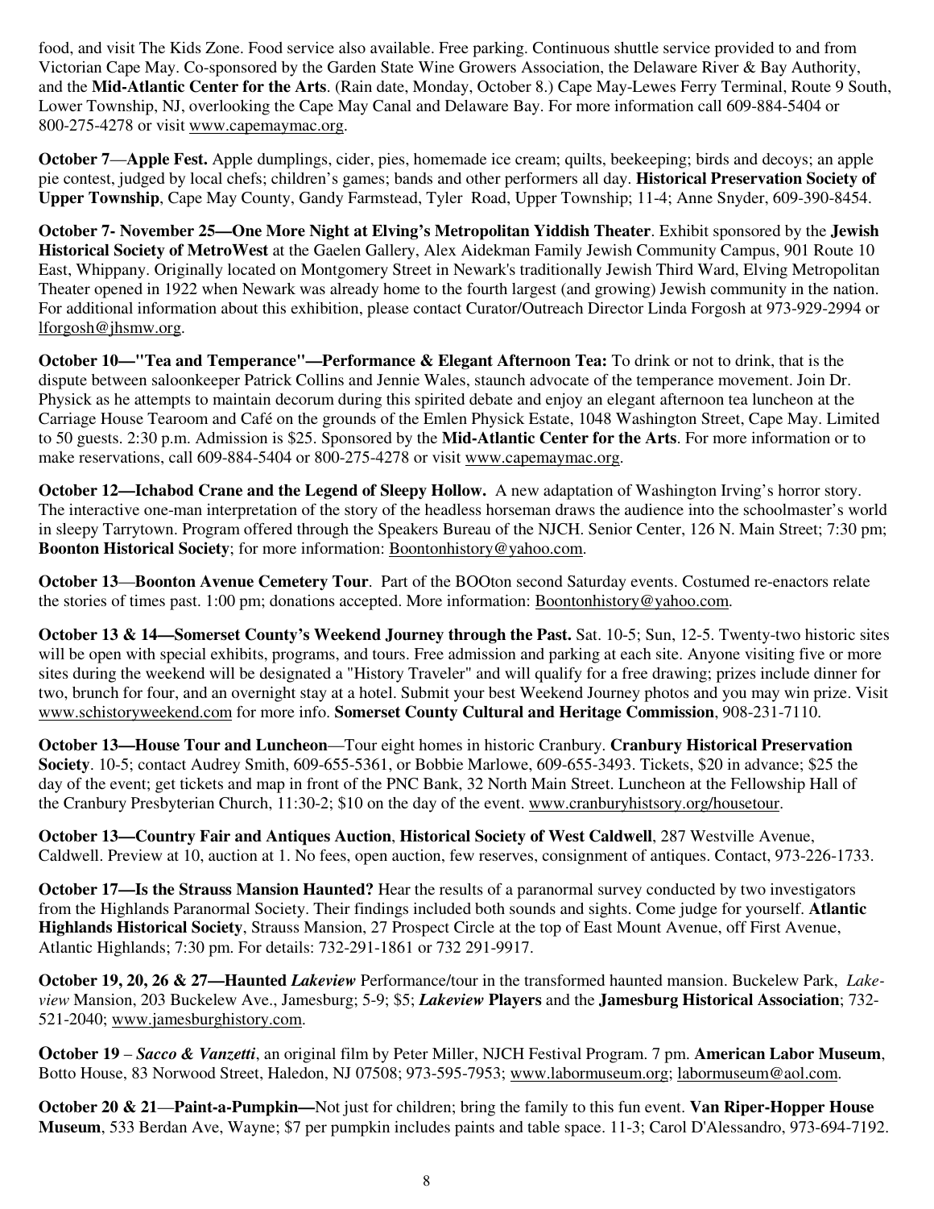food, and visit The Kids Zone. Food service also available. Free parking. Continuous shuttle service provided to and from Victorian Cape May. Co-sponsored by the Garden State Wine Growers Association, the Delaware River & Bay Authority, and the **Mid-Atlantic Center for the Arts**. (Rain date, Monday, October 8.) Cape May-Lewes Ferry Terminal, Route 9 South, Lower Township, NJ, overlooking the Cape May Canal and Delaware Bay. For more information call 609-884-5404 or 800-275-4278 or visit www.capemaymac.org.

**October 7**—**Apple Fest.** Apple dumplings, cider, pies, homemade ice cream; quilts, beekeeping; birds and decoys; an apple pie contest, judged by local chefs; children's games; bands and other performers all day. **Historical Preservation Society of Upper Township**, Cape May County, Gandy Farmstead, Tyler Road, Upper Township; 11-4; Anne Snyder, 609-390-8454.

**October 7- November 25—One More Night at Elving's Metropolitan Yiddish Theater**. Exhibit sponsored by the **Jewish Historical Society of MetroWest** at the Gaelen Gallery, Alex Aidekman Family Jewish Community Campus, 901 Route 10 East, Whippany. Originally located on Montgomery Street in Newark's traditionally Jewish Third Ward, Elving Metropolitan Theater opened in 1922 when Newark was already home to the fourth largest (and growing) Jewish community in the nation. For additional information about this exhibition, please contact Curator/Outreach Director Linda Forgosh at 973-929-2994 or lforgosh@jhsmw.org.

**October 10—"Tea and Temperance"—Performance & Elegant Afternoon Tea:** To drink or not to drink, that is the dispute between saloonkeeper Patrick Collins and Jennie Wales, staunch advocate of the temperance movement. Join Dr. Physick as he attempts to maintain decorum during this spirited debate and enjoy an elegant afternoon tea luncheon at the Carriage House Tearoom and Café on the grounds of the Emlen Physick Estate, 1048 Washington Street, Cape May. Limited to 50 guests. 2:30 p.m. Admission is $25. Sponsored by the **Mid-Atlantic Center for the Arts**. For more information or to make reservations, call 609-884-5404 or 800-275-4278 or visit www.capemaymac.org.

**October 12—Ichabod Crane and the Legend of Sleepy Hollow.** A new adaptation of Washington Irving's horror story. The interactive one-man interpretation of the story of the headless horseman draws the audience into the schoolmaster's world in sleepy Tarrytown. Program offered through the Speakers Bureau of the NJCH. Senior Center, 126 N. Main Street; 7:30 pm; **Boonton Historical Society**; for more information: Boontonhistory@yahoo.com.

**October 13**—**Boonton Avenue Cemetery Tour**. Part of the BOOton second Saturday events. Costumed re-enactors relate the stories of times past. 1:00 pm; donations accepted. More information: Boontonhistory@yahoo.com.

**October 13 & 14—Somerset County's Weekend Journey through the Past.** Sat. 10-5; Sun, 12-5. Twenty-two historic sites will be open with special exhibits, programs, and tours. Free admission and parking at each site. Anyone visiting five or more sites during the weekend will be designated a "History Traveler" and will qualify for a free drawing; prizes include dinner for two, brunch for four, and an overnight stay at a hotel. Submit your best Weekend Journey photos and you may win prize. Visit www.schistoryweekend.com for more info. **Somerset County Cultural and Heritage Commission**, 908-231-7110.

**October 13—House Tour and Luncheon**—Tour eight homes in historic Cranbury. **Cranbury Historical Preservation Society**. 10-5; contact Audrey Smith, 609-655-5361, or Bobbie Marlowe, 609-655-3493. Tickets, $20 in advance; $25 the day of the event; get tickets and map in front of the PNC Bank, 32 North Main Street. Luncheon at the Fellowship Hall of the Cranbury Presbyterian Church, 11:30-2; $10 on the day of the event. www.cranburyhistsory.org/housetour.

**October 13—Country Fair and Antiques Auction**, **Historical Society of West Caldwell**, 287 Westville Avenue, Caldwell. Preview at 10, auction at 1. No fees, open auction, few reserves, consignment of antiques. Contact, 973-226-1733.

**October 17—Is the Strauss Mansion Haunted?** Hear the results of a paranormal survey conducted by two investigators from the Highlands Paranormal Society. Their findings included both sounds and sights. Come judge for yourself. **Atlantic Highlands Historical Society**, Strauss Mansion, 27 Prospect Circle at the top of East Mount Avenue, off First Avenue, Atlantic Highlands; 7:30 pm. For details: 732-291-1861 or 732 291-9917.

**October 19, 20, 26 & 27—Haunted *Lakeview*** Performance/tour in the transformed haunted mansion. Buckelew Park, *Lakeview* Mansion, 203 Buckelew Ave., Jamesburg; 5-9; $5; ***Lakeview* Players** and the **Jamesburg Historical Association**; 732-521-2040; www.jamesburghistory.com.

**October 19** – ***Sacco & Vanzetti***, an original film by Peter Miller, NJCH Festival Program. 7 pm. **American Labor Museum**, Botto House, 83 Norwood Street, Haledon, NJ 07508; 973-595-7953; www.labormuseum.org; labormuseum@aol.com.

**October 20 & 21**—**Paint-a-Pumpkin—**Not just for children; bring the family to this fun event. **Van Riper-Hopper House Museum**, 533 Berdan Ave, Wayne; $7 per pumpkin includes paints and table space. 11-3; Carol D'Alessandro, 973-694-7192.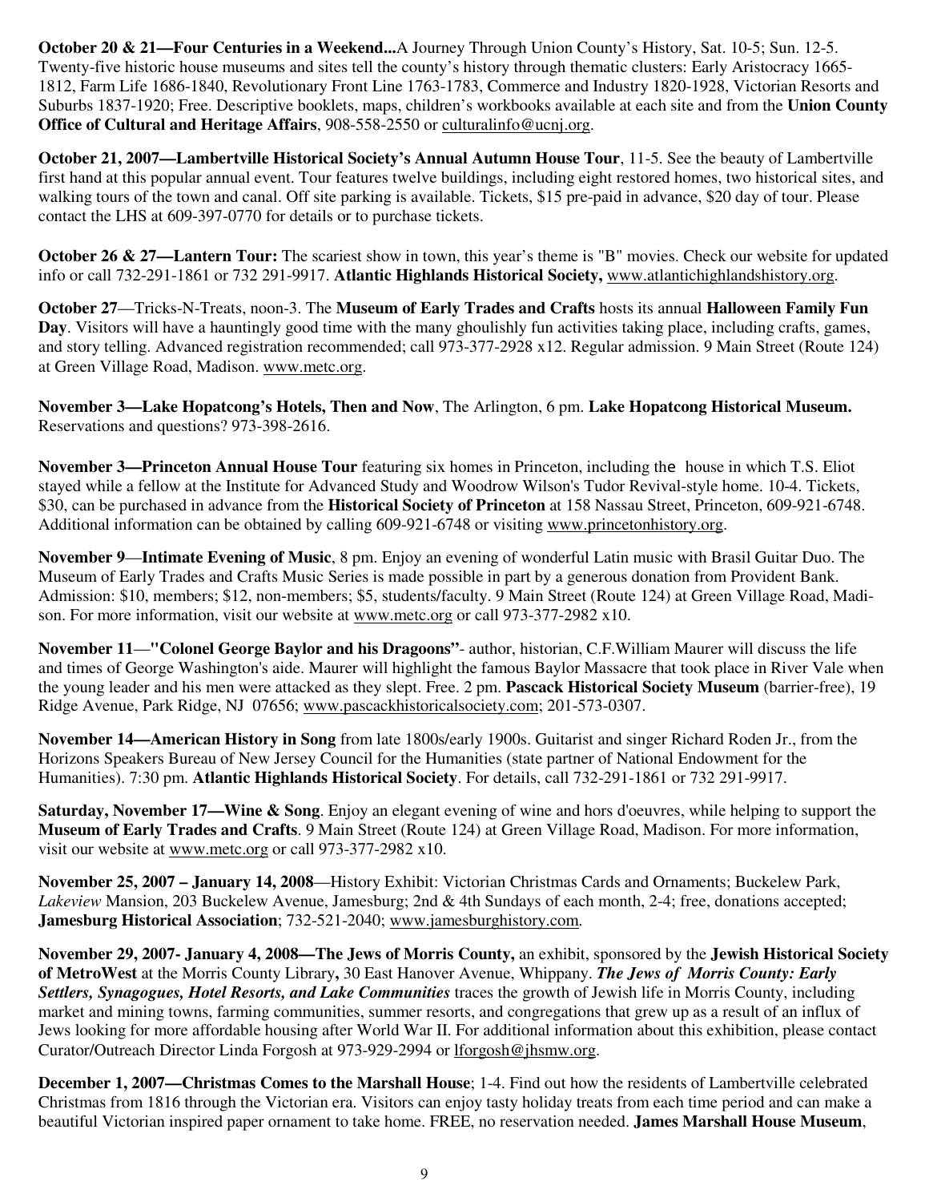**October 20 & 21—Four Centuries in a Weekend...**A Journey Through Union County's History, Sat. 10-5; Sun. 12-5. Twenty-five historic house museums and sites tell the county's history through thematic clusters: Early Aristocracy 1665-1812, Farm Life 1686-1840, Revolutionary Front Line 1763-1783, Commerce and Industry 1820-1928, Victorian Resorts and Suburbs 1837-1920; Free. Descriptive booklets, maps, children's workbooks available at each site and from the **Union County Office of Cultural and Heritage Affairs**, 908-558-2550 or culturalinfo@ucnj.org.

**October 21, 2007—Lambertville Historical Society's Annual Autumn House Tour**, 11-5. See the beauty of Lambertville first hand at this popular annual event. Tour features twelve buildings, including eight restored homes, two historical sites, and walking tours of the town and canal. Off site parking is available. Tickets, $15 pre-paid in advance, $20 day of tour. Please contact the LHS at 609-397-0770 for details or to purchase tickets.

**October 26 & 27—Lantern Tour:** The scariest show in town, this year's theme is "B" movies. Check our website for updated info or call 732-291-1861 or 732 291-9917. **Atlantic Highlands Historical Society,** www.atlantichighlandshistory.org.

**October 27**—Tricks-N-Treats, noon-3. The **Museum of Early Trades and Crafts** hosts its annual **Halloween Family Fun Day**. Visitors will have a hauntingly good time with the many ghoulishly fun activities taking place, including crafts, games, and story telling. Advanced registration recommended; call 973-377-2928 x12. Regular admission. 9 Main Street (Route 124) at Green Village Road, Madison. www.metc.org.

**November 3—Lake Hopatcong's Hotels, Then and Now**, The Arlington, 6 pm. **Lake Hopatcong Historical Museum.** Reservations and questions? 973-398-2616.

**November 3—Princeton Annual House Tour** featuring six homes in Princeton, including the house in which T.S. Eliot stayed while a fellow at the Institute for Advanced Study and Woodrow Wilson's Tudor Revival-style home. 10-4. Tickets, $30, can be purchased in advance from the **Historical Society of Princeton** at 158 Nassau Street, Princeton, 609-921-6748. Additional information can be obtained by calling 609-921-6748 or visiting www.princetonhistory.org.

**November 9**—**Intimate Evening of Music**, 8 pm. Enjoy an evening of wonderful Latin music with Brasil Guitar Duo. The Museum of Early Trades and Crafts Music Series is made possible in part by a generous donation from Provident Bank. Admission: $10, members; $12, non-members; $5, students/faculty. 9 Main Street (Route 124) at Green Village Road, Madison. For more information, visit our website at www.metc.org or call 973-377-2982 x10.

**November 11**—**"Colonel George Baylor and his Dragoons"**- author, historian, C.F.William Maurer will discuss the life and times of George Washington's aide. Maurer will highlight the famous Baylor Massacre that took place in River Vale when the young leader and his men were attacked as they slept. Free. 2 pm. **Pascack Historical Society Museum** (barrier-free), 19 Ridge Avenue, Park Ridge, NJ 07656; www.pascackhistoricalsociety.com; 201-573-0307.

**November 14—American History in Song** from late 1800s/early 1900s. Guitarist and singer Richard Roden Jr., from the Horizons Speakers Bureau of New Jersey Council for the Humanities (state partner of National Endowment for the Humanities). 7:30 pm. **Atlantic Highlands Historical Society**. For details, call 732-291-1861 or 732 291-9917.

**Saturday, November 17—Wine & Song**. Enjoy an elegant evening of wine and hors d'oeuvres, while helping to support the **Museum of Early Trades and Crafts**. 9 Main Street (Route 124) at Green Village Road, Madison. For more information, visit our website at www.metc.org or call 973-377-2982 x10.

**November 25, 2007 – January 14, 2008**—History Exhibit: Victorian Christmas Cards and Ornaments; Buckelew Park, *Lakeview* Mansion, 203 Buckelew Avenue, Jamesburg; 2nd & 4th Sundays of each month, 2-4; free, donations accepted; **Jamesburg Historical Association**; 732-521-2040; www.jamesburghistory.com.

**November 29, 2007- January 4, 2008—The Jews of Morris County,** an exhibit, sponsored by the **Jewish Historical Society of MetroWest** at the Morris County Library**,** 30 East Hanover Avenue, Whippany. ***The Jews of Morris County: Early Settlers, Synagogues, Hotel Resorts, and Lake Communities*** traces the growth of Jewish life in Morris County, including market and mining towns, farming communities, summer resorts, and congregations that grew up as a result of an influx of Jews looking for more affordable housing after World War II. For additional information about this exhibition, please contact Curator/Outreach Director Linda Forgosh at 973-929-2994 or lforgosh@jhsmw.org.

**December 1, 2007—Christmas Comes to the Marshall House**; 1-4. Find out how the residents of Lambertville celebrated Christmas from 1816 through the Victorian era. Visitors can enjoy tasty holiday treats from each time period and can make a beautiful Victorian inspired paper ornament to take home. FREE, no reservation needed. **James Marshall House Museum**,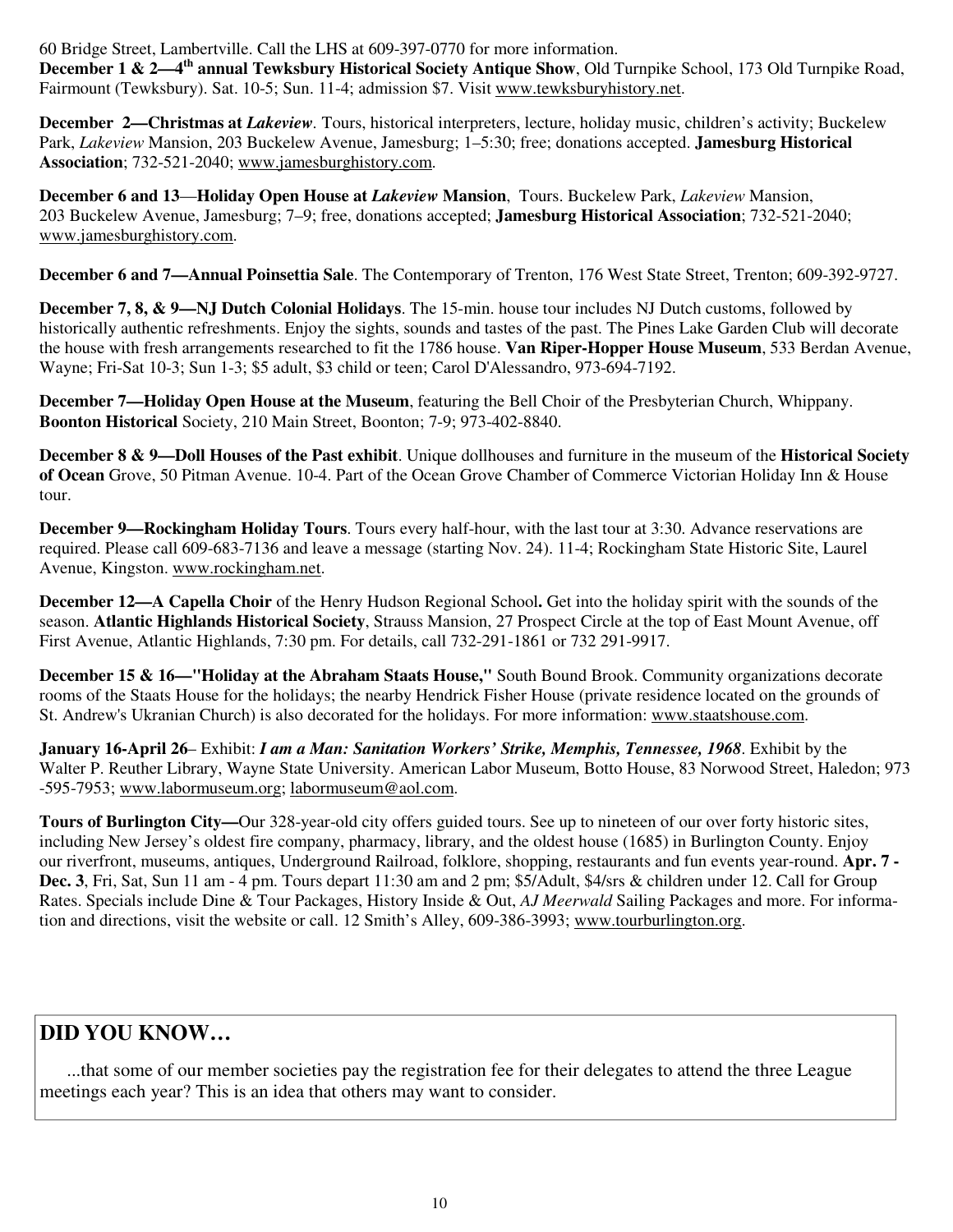60 Bridge Street, Lambertville. Call the LHS at 609-397-0770 for more information.

**December 1 & 2—4th annual Tewksbury Historical Society Antique Show**, Old Turnpike School, 173 Old Turnpike Road, Fairmount (Tewksbury). Sat. 10-5; Sun. 11-4; admission $7. Visit www.tewksburyhistory.net.

**December 2—Christmas at *Lakeview***. Tours, historical interpreters, lecture, holiday music, children's activity; Buckelew Park, *Lakeview* Mansion, 203 Buckelew Avenue, Jamesburg; 1–5:30; free; donations accepted. **Jamesburg Historical Association**; 732-521-2040; www.jamesburghistory.com.

**December 6 and 13**—**Holiday Open House at *Lakeview* Mansion**, Tours. Buckelew Park, *Lakeview* Mansion, 203 Buckelew Avenue, Jamesburg; 7–9; free, donations accepted; **Jamesburg Historical Association**; 732-521-2040; www.jamesburghistory.com.

**December 6 and 7—Annual Poinsettia Sale**. The Contemporary of Trenton, 176 West State Street, Trenton; 609-392-9727.

**December 7, 8, & 9—NJ Dutch Colonial Holidays**. The 15-min. house tour includes NJ Dutch customs, followed by historically authentic refreshments. Enjoy the sights, sounds and tastes of the past. The Pines Lake Garden Club will decorate the house with fresh arrangements researched to fit the 1786 house. **Van Riper-Hopper House Museum**, 533 Berdan Avenue, Wayne; Fri-Sat 10-3; Sun 1-3; $5 adult, $3 child or teen; Carol D'Alessandro, 973-694-7192.

**December 7—Holiday Open House at the Museum**, featuring the Bell Choir of the Presbyterian Church, Whippany. **Boonton Historical** Society, 210 Main Street, Boonton; 7-9; 973-402-8840.

**December 8 & 9—Doll Houses of the Past exhibit**. Unique dollhouses and furniture in the museum of the **Historical Society of Ocean** Grove, 50 Pitman Avenue. 10-4. Part of the Ocean Grove Chamber of Commerce Victorian Holiday Inn & House tour.

**December 9—Rockingham Holiday Tours**. Tours every half-hour, with the last tour at 3:30. Advance reservations are required. Please call 609-683-7136 and leave a message (starting Nov. 24). 11-4; Rockingham State Historic Site, Laurel Avenue, Kingston. www.rockingham.net.

**December 12—A Capella Choir** of the Henry Hudson Regional School**.** Get into the holiday spirit with the sounds of the season. **Atlantic Highlands Historical Society**, Strauss Mansion, 27 Prospect Circle at the top of East Mount Avenue, off First Avenue, Atlantic Highlands, 7:30 pm. For details, call 732-291-1861 or 732 291-9917.

**December 15 & 16—"Holiday at the Abraham Staats House,"** South Bound Brook. Community organizations decorate rooms of the Staats House for the holidays; the nearby Hendrick Fisher House (private residence located on the grounds of St. Andrew's Ukranian Church) is also decorated for the holidays. For more information: www.staatshouse.com.

**January 16-April 26**– Exhibit: ***I am a Man: Sanitation Workers' Strike, Memphis, Tennessee, 1968***. Exhibit by the Walter P. Reuther Library, Wayne State University. American Labor Museum, Botto House, 83 Norwood Street, Haledon; 973 -595-7953; www.labormuseum.org; labormuseum@aol.com.

**Tours of Burlington City—**Our 328-year-old city offers guided tours. See up to nineteen of our over forty historic sites, including New Jersey's oldest fire company, pharmacy, library, and the oldest house (1685) in Burlington County. Enjoy our riverfront, museums, antiques, Underground Railroad, folklore, shopping, restaurants and fun events year-round. **Apr. 7 - Dec. 3**, Fri, Sat, Sun 11 am - 4 pm. Tours depart 11:30 am and 2 pm; $5/Adult, $4/srs & children under 12. Call for Group Rates. Specials include Dine & Tour Packages, History Inside & Out, *AJ Meerwald* Sailing Packages and more. For information and directions, visit the website or call. 12 Smith's Alley, 609-386-3993; www.tourburlington.org.

## DID YOU KNOW…

...that some of our member societies pay the registration fee for their delegates to attend the three League meetings each year? This is an idea that others may want to consider.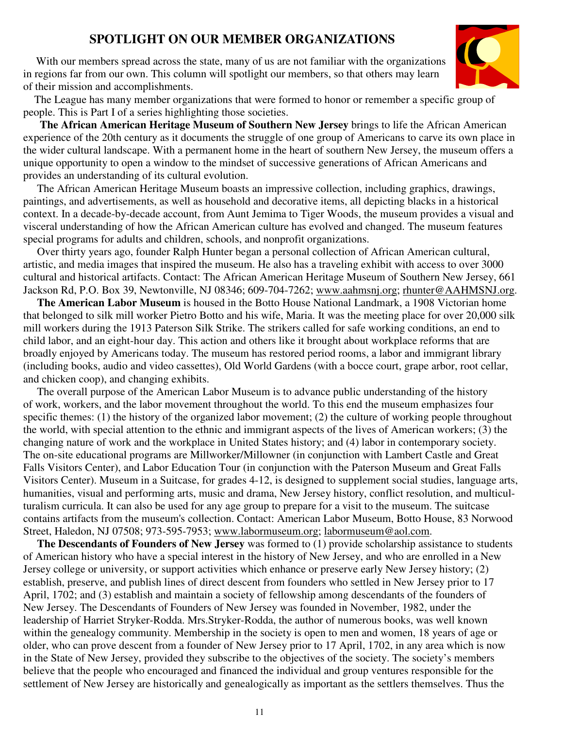## SPOTLIGHT ON OUR MEMBER ORGANIZATIONS

With our members spread across the state, many of us are not familiar with the organizations in regions far from our own. This column will spotlight our members, so that others may learn of their mission and accomplishments.

The League has many member organizations that were formed to honor or remember a specific group of people. This is Part I of a series highlighting those societies.

**The African American Heritage Museum of Southern New Jersey** brings to life the African American experience of the 20th century as it documents the struggle of one group of Americans to carve its own place in the wider cultural landscape. With a permanent home in the heart of southern New Jersey, the museum offers a unique opportunity to open a window to the mindset of successive generations of African Americans and provides an understanding of its cultural evolution.

The African American Heritage Museum boasts an impressive collection, including graphics, drawings, paintings, and advertisements, as well as household and decorative items, all depicting blacks in a historical context. In a decade-by-decade account, from Aunt Jemima to Tiger Woods, the museum provides a visual and visceral understanding of how the African American culture has evolved and changed. The museum features special programs for adults and children, schools, and nonprofit organizations.

Over thirty years ago, founder Ralph Hunter began a personal collection of African American cultural, artistic, and media images that inspired the museum. He also has a traveling exhibit with access to over 3000 cultural and historical artifacts. Contact: The African American Heritage Museum of Southern New Jersey, 661 Jackson Rd, P.O. Box 39, Newtonville, NJ 08346; 609-704-7262; www.aahmsnj.org; rhunter@AAHMSNJ.org.

**The American Labor Museum** is housed in the Botto House National Landmark, a 1908 Victorian home that belonged to silk mill worker Pietro Botto and his wife, Maria. It was the meeting place for over 20,000 silk mill workers during the 1913 Paterson Silk Strike. The strikers called for safe working conditions, an end to child labor, and an eight-hour day. This action and others like it brought about workplace reforms that are broadly enjoyed by Americans today. The museum has restored period rooms, a labor and immigrant library (including books, audio and video cassettes), Old World Gardens (with a bocce court, grape arbor, root cellar, and chicken coop), and changing exhibits.

The overall purpose of the American Labor Museum is to advance public understanding of the history of work, workers, and the labor movement throughout the world. To this end the museum emphasizes four specific themes: (1) the history of the organized labor movement; (2) the culture of working people throughout the world, with special attention to the ethnic and immigrant aspects of the lives of American workers; (3) the changing nature of work and the workplace in United States history; and (4) labor in contemporary society. The on-site educational programs are Millworker/Millowner (in conjunction with Lambert Castle and Great Falls Visitors Center), and Labor Education Tour (in conjunction with the Paterson Museum and Great Falls Visitors Center). Museum in a Suitcase, for grades 4-12, is designed to supplement social studies, language arts, humanities, visual and performing arts, music and drama, New Jersey history, conflict resolution, and multiculturalism curricula. It can also be used for any age group to prepare for a visit to the museum. The suitcase contains artifacts from the museum's collection. Contact: American Labor Museum, Botto House, 83 Norwood Street, Haledon, NJ 07508; 973-595-7953; www.labormuseum.org; labormuseum@aol.com.

**The Descendants of Founders of New Jersey** was formed to (1) provide scholarship assistance to students of American history who have a special interest in the history of New Jersey, and who are enrolled in a New Jersey college or university, or support activities which enhance or preserve early New Jersey history; (2) establish, preserve, and publish lines of direct descent from founders who settled in New Jersey prior to 17 April, 1702; and (3) establish and maintain a society of fellowship among descendants of the founders of New Jersey. The Descendants of Founders of New Jersey was founded in November, 1982, under the leadership of Harriet Stryker-Rodda. Mrs.Stryker-Rodda, the author of numerous books, was well known within the genealogy community. Membership in the society is open to men and women, 18 years of age or older, who can prove descent from a founder of New Jersey prior to 17 April, 1702, in any area which is now in the State of New Jersey, provided they subscribe to the objectives of the society. The society's members believe that the people who encouraged and financed the individual and group ventures responsible for the settlement of New Jersey are historically and genealogically as important as the settlers themselves. Thus the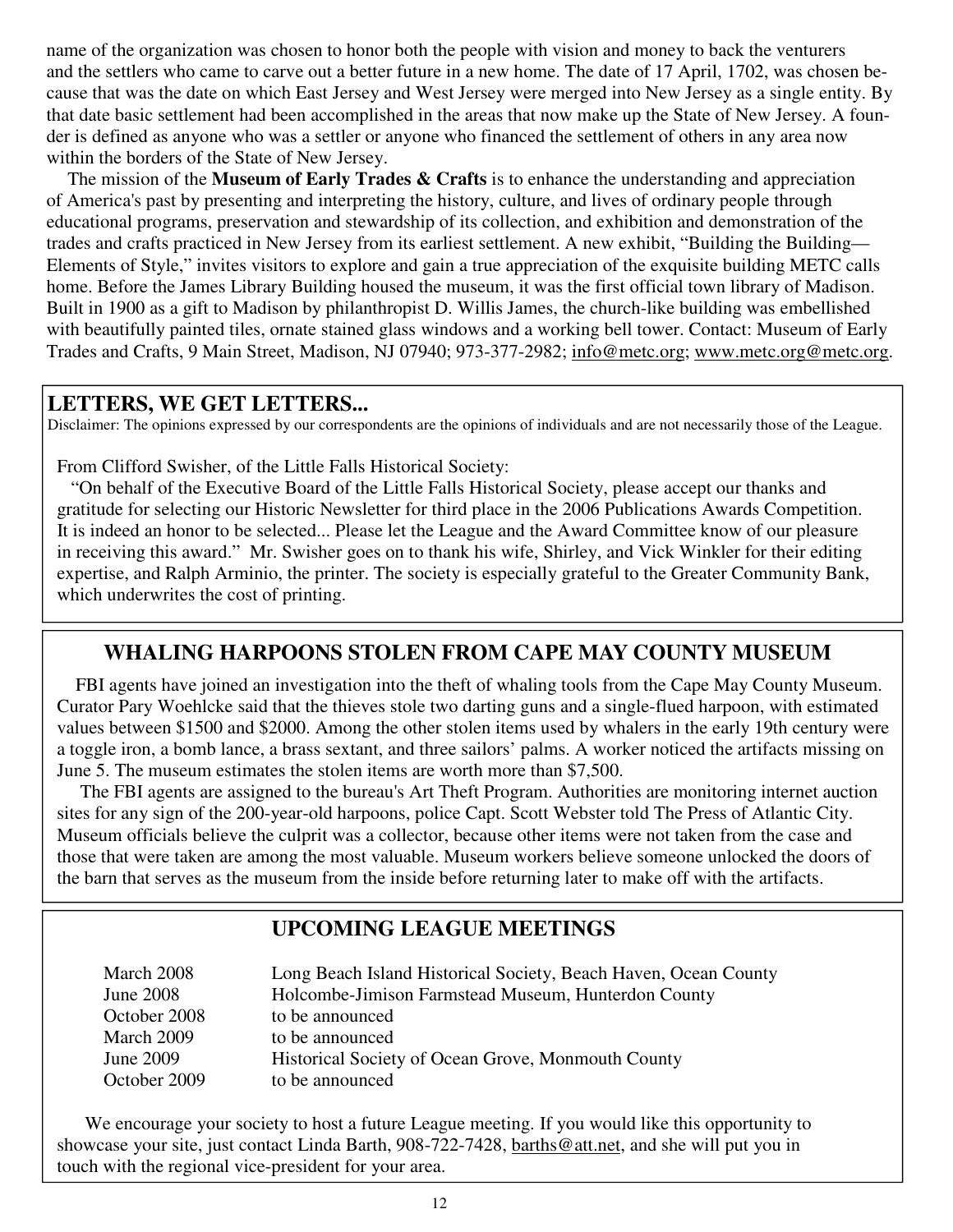name of the organization was chosen to honor both the people with vision and money to back the venturers and the settlers who came to carve out a better future in a new home. The date of 17 April, 1702, was chosen because that was the date on which East Jersey and West Jersey were merged into New Jersey as a single entity. By that date basic settlement had been accomplished in the areas that now make up the State of New Jersey. A founder is defined as anyone who was a settler or anyone who financed the settlement of others in any area now within the borders of the State of New Jersey.

The mission of the **Museum of Early Trades & Crafts** is to enhance the understanding and appreciation of America's past by presenting and interpreting the history, culture, and lives of ordinary people through educational programs, preservation and stewardship of its collection, and exhibition and demonstration of the trades and crafts practiced in New Jersey from its earliest settlement. A new exhibit, "Building the Building—Elements of Style," invites visitors to explore and gain a true appreciation of the exquisite building METC calls home. Before the James Library Building housed the museum, it was the first official town library of Madison. Built in 1900 as a gift to Madison by philanthropist D. Willis James, the church-like building was embellished with beautifully painted tiles, ornate stained glass windows and a working bell tower. Contact: Museum of Early Trades and Crafts, 9 Main Street, Madison, NJ 07940; 973-377-2982; info@metc.org; www.metc.org@metc.org.

## LETTERS, WE GET LETTERS...

Disclaimer: The opinions expressed by our correspondents are the opinions of individuals and are not necessarily those of the League.

From Clifford Swisher, of the Little Falls Historical Society:

"On behalf of the Executive Board of the Little Falls Historical Society, please accept our thanks and gratitude for selecting our Historic Newsletter for third place in the 2006 Publications Awards Competition. It is indeed an honor to be selected... Please let the League and the Award Committee know of our pleasure in receiving this award." Mr. Swisher goes on to thank his wife, Shirley, and Vick Winkler for their editing expertise, and Ralph Arminio, the printer. The society is especially grateful to the Greater Community Bank, which underwrites the cost of printing.

## WHALING HARPOONS STOLEN FROM CAPE MAY COUNTY MUSEUM

FBI agents have joined an investigation into the theft of whaling tools from the Cape May County Museum. Curator Pary Woehlcke said that the thieves stole two darting guns and a single-flued harpoon, with estimated values between $1500 and $2000. Among the other stolen items used by whalers in the early 19th century were a toggle iron, a bomb lance, a brass sextant, and three sailors' palms. A worker noticed the artifacts missing on June 5. The museum estimates the stolen items are worth more than $7,500.

The FBI agents are assigned to the bureau's Art Theft Program. Authorities are monitoring internet auction sites for any sign of the 200-year-old harpoons, police Capt. Scott Webster told The Press of Atlantic City. Museum officials believe the culprit was a collector, because other items were not taken from the case and those that were taken are among the most valuable. Museum workers believe someone unlocked the doors of the barn that serves as the museum from the inside before returning later to make off with the artifacts.

## UPCOMING LEAGUE MEETINGS

| | |
|---|---|
| March 2008 | Long Beach Island Historical Society, Beach Haven, Ocean County |
| June 2008 | Holcombe-Jimison Farmstead Museum, Hunterdon County |
| October 2008 | to be announced |
| March 2009 | to be announced |
| June 2009 | Historical Society of Ocean Grove, Monmouth County |
| October 2009 | to be announced |

We encourage your society to host a future League meeting. If you would like this opportunity to showcase your site, just contact Linda Barth, 908-722-7428, barths@att.net, and she will put you in touch with the regional vice-president for your area.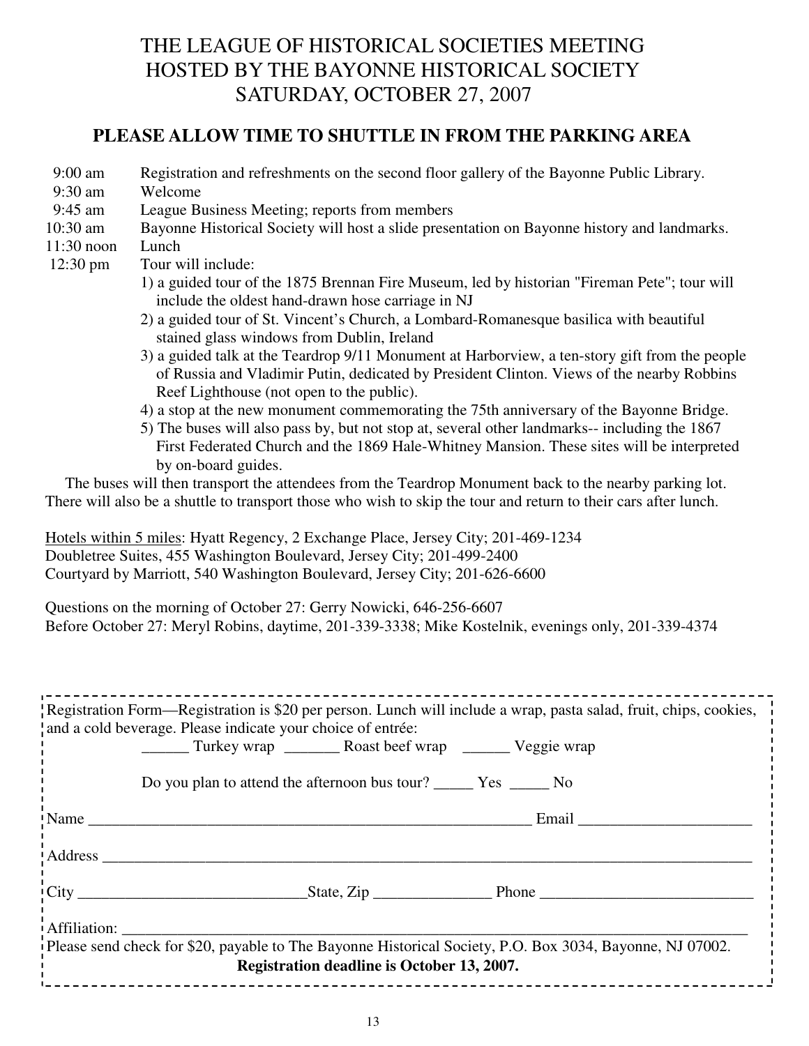# THE LEAGUE OF HISTORICAL SOCIETIES MEETING HOSTED BY THE BAYONNE HISTORICAL SOCIETY SATURDAY, OCTOBER 27, 2007

## PLEASE ALLOW TIME TO SHUTTLE IN FROM THE PARKING AREA

| | |
|---|---|
| 9:00 am | Registration and refreshments on the second floor gallery of the Bayonne Public Library. |
| 9:30 am | Welcome |
| 9:45 am | League Business Meeting; reports from members |
| 10:30 am | Bayonne Historical Society will host a slide presentation on Bayonne history and landmarks. |
| 11:30 noon | Lunch |
| 12:30 pm | Tour will include: |

1) a guided tour of the 1875 Brennan Fire Museum, led by historian "Fireman Pete"; tour will include the oldest hand-drawn hose carriage in NJ
2) a guided tour of St. Vincent's Church, a Lombard-Romanesque basilica with beautiful stained glass windows from Dublin, Ireland
3) a guided talk at the Teardrop 9/11 Monument at Harborview, a ten-story gift from the people of Russia and Vladimir Putin, dedicated by President Clinton. Views of the nearby Robbins Reef Lighthouse (not open to the public).
4) a stop at the new monument commemorating the 75th anniversary of the Bayonne Bridge.
5) The buses will also pass by, but not stop at, several other landmarks-- including the 1867 First Federated Church and the 1869 Hale-Whitney Mansion. These sites will be interpreted by on-board guides.

The buses will then transport the attendees from the Teardrop Monument back to the nearby parking lot. There will also be a shuttle to transport those who wish to skip the tour and return to their cars after lunch.

<u>Hotels within 5 miles</u>: Hyatt Regency, 2 Exchange Place, Jersey City; 201-469-1234
Doubletree Suites, 455 Washington Boulevard, Jersey City; 201-499-2400
Courtyard by Marriott, 540 Washington Boulevard, Jersey City; 201-626-6600

Questions on the morning of October 27: Gerry Nowicki, 646-256-6607
Before October 27: Meryl Robins, daytime, 201-339-3338; Mike Kostelnik, evenings only, 201-339-4374

---

Registration Form—Registration is $20 per person. Lunch will include a wrap, pasta salad, fruit, chips, cookies, and a cold beverage. Please indicate your choice of entrée:

______ Turkey wrap _______ Roast beef wrap ______ Veggie wrap

Do you plan to attend the afternoon bus tour? _____ Yes _____ No

Name ______________________________ Email ______________________

Address ____________________________________________________

City ____________________ State, Zip _______________ Phone ____________________

Affiliation: ____________________________________________________

Please send check for $20, payable to The Bayonne Historical Society, P.O. Box 3034, Bayonne, NJ 07002.

**Registration deadline is October 13, 2007.**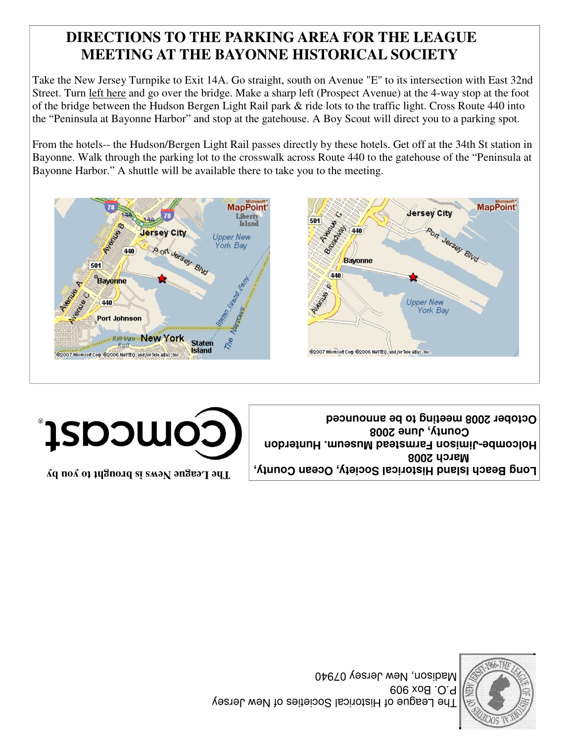# DIRECTIONS TO THE PARKING AREA FOR THE LEAGUE MEETING AT THE BAYONNE HISTORICAL SOCIETY

Take the New Jersey Turnpike to Exit 14A. Go straight, south on Avenue "E" to its intersection with East 32nd Street. Turn left here and go over the bridge. Make a sharp left (Prospect Avenue) at the 4-way stop at the foot of the bridge between the Hudson Bergen Light Rail park & ride lots to the traffic light. Cross Route 440 into the "Peninsula at Bayonne Harbor" and stop at the gatehouse. A Boy Scout will direct you to a parking spot.

From the hotels-- the Hudson/Bergen Light Rail passes directly by these hotels. Get off at the 34th St station in Bayonne. Walk through the parking lot to the crosswalk across Route 440 to the gatehouse of the "Peninsula at Bayonne Harbor." A shuttle will be available there to take you to the meeting.

Microsoft MapPoint
78
14A
14A
78
Liberty Island
Jersey City
Upper New York Bay
Avenue B
440
Port Jersey Blvd
501
Bayonne
Avenue A
Avenue C
440
Port Johnson
Staten Island Ferry
The Narrows
Kill Van Kull
New York
Staten Island
©2007 Microsoft Corp ©2006 NAVTEQ, and/or Tele Atlas, Inc.

Microsoft MapPoint
501
Avenue C
Broadway
440
Jersey City
Port Jersey Blvd
Bayonne
440
Avenue E
Upper New York Bay
©2007 Microsoft Corp ©2006 NAVTEQ, and/or Tele Atlas, Inc.

**Long Beach Island Historical Society, Ocean County, March 2008**
**Holcombe-Jimison Farmstead Museum. Hunterdon County, June 2008**
**October 2008 meeting to be announced**

**The League News is brought to you by**

Comcast®

The League of Historical Societies of New Jersey
P.O. Box 909
Madison, New Jersey 07940

1966 - THE LEAGUE OF HISTORICAL SOCIETIES OF NEW JERSEY